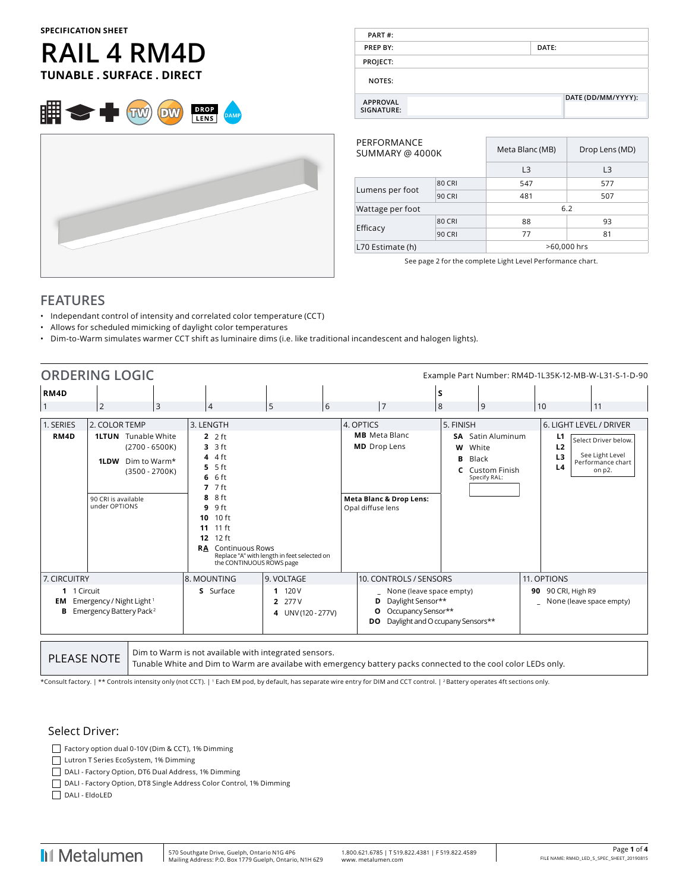SPECIFICATION SHEET

# RAIL 4 RM4D

**TUNABLE . SURFACE . DIRECT**

DROP LENS   DAMP   TW   DW

| PART #: | |
|---|---|
| PREP BY: | DATE: |
| PROJECT: | |
| NOTES: | |
| APPROVAL SIGNATURE: | DATE (DD/MM/YYYY): |

| PERFORMANCE SUMMARY @ 4000K | | Meta Blanc (MB) | Drop Lens (MD) |
|---|---|---|---|
| | | L3 | L3 |
| Lumens per foot | 80 CRI | 547 | 577 |
| | 90 CRI | 481 | 507 |
| Wattage per foot | | 6.2 | |
| Efficacy | 80 CRI | 88 | 93 |
| | 90 CRI | 77 | 81 |
| L70 Estimate (h) | | >60,000 hrs | |

See page 2 for the complete Light Level Performance chart.

## FEATURES

- Independant control of intensity and correlated color temperature (CCT)
- Allows for scheduled mimicking of daylight color temperatures
- Dim-to-Warm simulates warmer CCT shift as luminaire dims (i.e. like traditional incandescent and halogen lights).

## ORDERING LOGIC

Example Part Number: RM4D-1L35K-12-MB-W-L31-S-1-D-90

| 1 | 2 | 3 | 4 | 5 | 6 | 7 | 8 | 9 | 10 | 11 |
|---|---|---|---|---|---|---|---|---|---|---|
| RM4D | | | | | | | S | | | |

**1. SERIES**
- **RM4D**

**2. COLOR TEMP**
- **1LTUN** Tunable White (2700 - 6500K)
- **1LDW** Dim to Warm* (3500 - 2700K)

90 CRI is available under OPTIONS

**3. LENGTH**
- **2** 2 ft
- **3** 3 ft
- **4** 4 ft
- **5** 5 ft
- **6** 6 ft
- **7** 7 ft
- **8** 8 ft
- **9** 9 ft
- **10** 10 ft
- **11** 11 ft
- **12** 12 ft
- **RA** Continuous Rows — Replace "A" with length in feet selected on the CONTINUOUS ROWS page

**4. OPTICS**
- **MB** Meta Blanc
- **MD** Drop Lens

**Meta Blanc & Drop Lens:** Opal diffuse lens

**5. FINISH**
- **SA** Satin Aluminum
- **W** White
- **B** Black
- **C** Custom Finish — Specify RAL: ______

**6. LIGHT LEVEL / DRIVER**
- **L1**
- **L2**
- **L3**
- **L4**

Select Driver below. See Light Level Performance chart on p2.

**7. CIRCUITRY**
- **1** 1 Circuit
- **EM** Emergency / Night Light [1]
- **B** Emergency Battery Pack [2]

**8. MOUNTING**
- **S** Surface

**9. VOLTAGE**
- **1** 120 V
- **2** 277 V
- **4** UNV (120 - 277V)

**10. CONTROLS / SENSORS**
- **_** None (leave space empty)
- **D** Daylight Sensor**
- **O** Occupancy Sensor**
- **DO** Daylight and Occupancy Sensors**

**11. OPTIONS**
- **90** 90 CRI, High R9
- **_** None (leave space empty)

| PLEASE NOTE | Dim to Warm is not available with integrated sensors. Tunable White and Dim to Warm are availabe with emergency battery packs connected to the cool color LEDs only. |
|---|---|

*Consult factory. | ** Controls intensity only (not CCT). | [1] Each EM pod, by default, has separate wire entry for DIM and CCT control. | [2] Battery operates 4ft sections only.

### Select Driver:

- ☐ Factory option dual 0-10V (Dim & CCT), 1% Dimming
- ☐ Lutron T Series EcoSystem, 1% Dimming
- ☐ DALI - Factory Option, DT6 Dual Address, 1% Dimming
- ☐ DALI - Factory Option, DT8 Single Address Color Control, 1% Dimming
- ☐ DALI - EldoLED

Metalumen | 570 Southgate Drive, Guelph, Ontario N1G 4P6 | Mailing Address: P.O. Box 1779 Guelph, Ontario, N1H 6Z9 | 1.800.621.6785 | T 519.822.4381 | F 519.822.4589 | www. metalumen.com

FILE NAME: RM4D_LED_S_SPEC_SHEET_20190815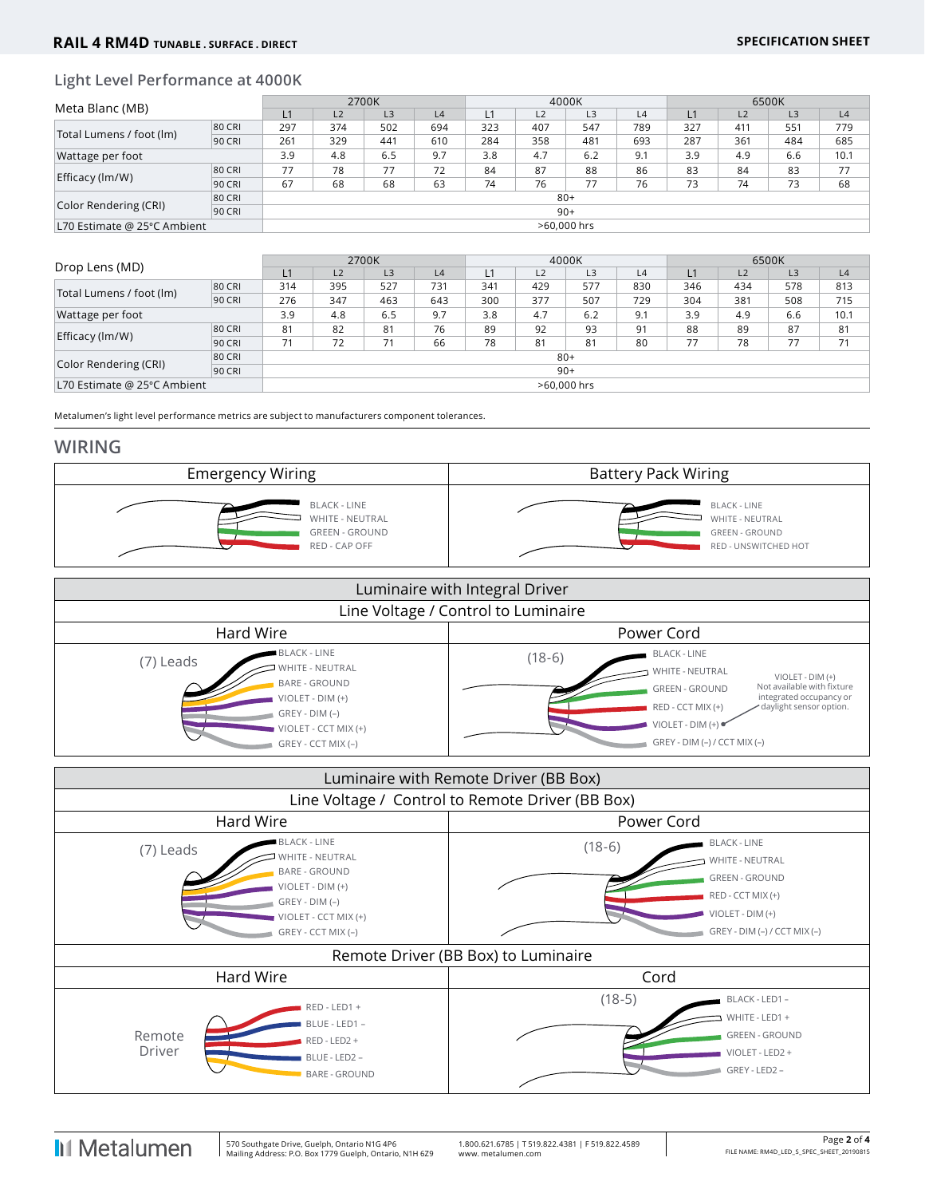## Light Level Performance at 4000K

| Meta Blanc (MB) | | 2700K | | | | 4000K | | | | 6500K | | | |
|---|---|---|---|---|---|---|---|---|---|---|---|---|---|
| | | L1 | L2 | L3 | L4 | L1 | L2 | L3 | L4 | L1 | L2 | L3 | L4 |
| Total Lumens / foot (lm) | 80 CRI | 297 | 374 | 502 | 694 | 323 | 407 | 547 | 789 | 327 | 411 | 551 | 779 |
| | 90 CRI | 261 | 329 | 441 | 610 | 284 | 358 | 481 | 693 | 287 | 361 | 484 | 685 |
| Wattage per foot | | 3.9 | 4.8 | 6.5 | 9.7 | 3.8 | 4.7 | 6.2 | 9.1 | 3.9 | 4.9 | 6.6 | 10.1 |
| Efficacy (lm/W) | 80 CRI | 77 | 78 | 77 | 72 | 84 | 87 | 88 | 86 | 83 | 84 | 83 | 77 |
| | 90 CRI | 67 | 68 | 68 | 63 | 74 | 76 | 77 | 76 | 73 | 74 | 73 | 68 |
| Color Rendering (CRI) | 80 CRI | 80+ | | | | | | | | | | | |
| | 90 CRI | 90+ | | | | | | | | | | | |
| L70 Estimate @ 25°C Ambient | | >60,000 hrs | | | | | | | | | | | |

| Drop Lens (MD) | | 2700K | | | | 4000K | | | | 6500K | | | |
|---|---|---|---|---|---|---|---|---|---|---|---|---|---|
| | | L1 | L2 | L3 | L4 | L1 | L2 | L3 | L4 | L1 | L2 | L3 | L4 |
| Total Lumens / foot (lm) | 80 CRI | 314 | 395 | 527 | 731 | 341 | 429 | 577 | 830 | 346 | 434 | 578 | 813 |
| | 90 CRI | 276 | 347 | 463 | 643 | 300 | 377 | 507 | 729 | 304 | 381 | 508 | 715 |
| Wattage per foot | | 3.9 | 4.8 | 6.5 | 9.7 | 3.8 | 4.7 | 6.2 | 9.1 | 3.9 | 4.9 | 6.6 | 10.1 |
| Efficacy (lm/W) | 80 CRI | 81 | 82 | 81 | 76 | 89 | 92 | 93 | 91 | 88 | 89 | 87 | 81 |
| | 90 CRI | 71 | 72 | 71 | 66 | 78 | 81 | 81 | 80 | 77 | 78 | 77 | 71 |
| Color Rendering (CRI) | 80 CRI | 80+ | | | | | | | | | | | |
| | 90 CRI | 90+ | | | | | | | | | | | |
| L70 Estimate @ 25°C Ambient | | >60,000 hrs | | | | | | | | | | | |

Metalumen's light level performance metrics are subject to manufacturers component tolerances.

## WIRING

### Emergency Wiring

- BLACK - LINE
- WHITE - NEUTRAL
- GREEN - GROUND
- RED - CAP OFF

### Battery Pack Wiring

- BLACK - LINE
- WHITE - NEUTRAL
- GREEN - GROUND
- RED - UNSWITCHED HOT

### Luminaire with Integral Driver

#### Line Voltage / Control to Luminaire

**Hard Wire** — (7) Leads

- BLACK - LINE
- WHITE - NEUTRAL
- BARE - GROUND
- VIOLET - DIM (+)
- GREY - DIM (–)
- VIOLET - CCT MIX (+)
- GREY - CCT MIX (–)

**Power Cord** — (18-6)

- BLACK - LINE
- WHITE - NEUTRAL
- GREEN - GROUND
- RED - CCT MIX (+)
- VIOLET - DIM (+)
- GREY - DIM (–) / CCT MIX (–)

VIOLET - DIM (+) Not available with fixture integrated occupancy or daylight sensor option.

### Luminaire with Remote Driver (BB Box)

#### Line Voltage / Control to Remote Driver (BB Box)

**Hard Wire** — (7) Leads

- BLACK - LINE
- WHITE - NEUTRAL
- BARE - GROUND
- VIOLET - DIM (+)
- GREY - DIM (–)
- VIOLET - CCT MIX (+)
- GREY - CCT MIX (–)

**Power Cord** — (18-6)

- BLACK - LINE
- WHITE - NEUTRAL
- GREEN - GROUND
- RED - CCT MIX (+)
- VIOLET - DIM (+)
- GREY - DIM (–) / CCT MIX (–)

#### Remote Driver (BB Box) to Luminaire

**Hard Wire** — Remote Driver

- RED - LED1 +
- BLUE - LED1 –
- RED - LED2 +
- BLUE - LED2 –
- BARE - GROUND

**Cord** — (18-5)

- BLACK - LED1 –
- WHITE - LED1 +
- GREEN - GROUND
- VIOLET - LED2 +
- GREY - LED2 –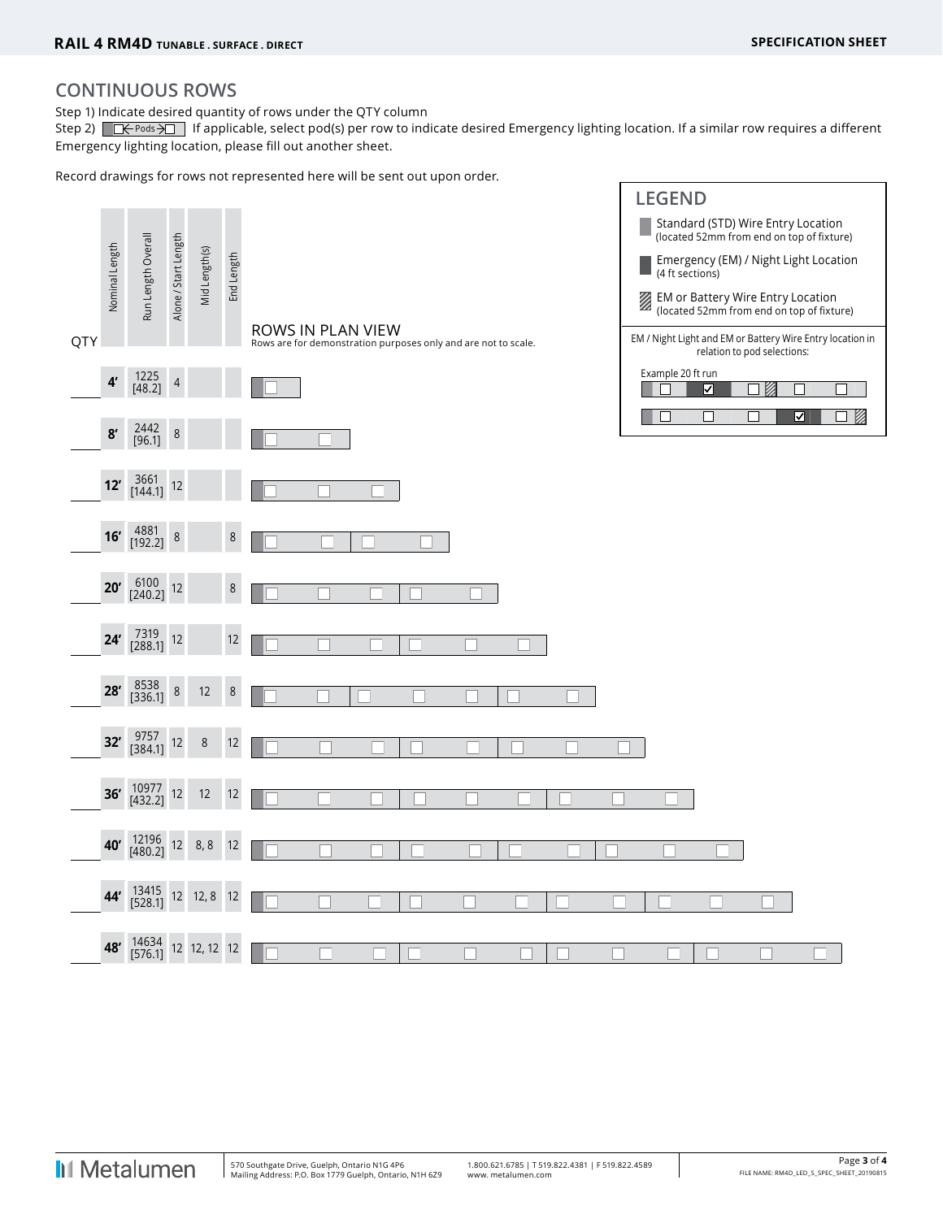## CONTINUOUS ROWS

Step 1) Indicate desired quantity of rows under the QTY column

Step 2) ☐← Pods →☐ If applicable, select pod(s) per row to indicate desired Emergency lighting location. If a similar row requires a different Emergency lighting location, please fill out another sheet.

Record drawings for rows not represented here will be sent out upon order.

### LEGEND

- Standard (STD) Wire Entry Location (located 52mm from end on top of fixture)
- Emergency (EM) / Night Light Location (4 ft sections)
- EM or Battery Wire Entry Location (located 52mm from end on top of fixture)

EM / Night Light and EM or Battery Wire Entry location in relation to pod selections:

Example 20 ft run

| QTY | Nominal Length | Run Length Overall | Alone / Start Length | Mid Length(s) | End Length | ROWS IN PLAN VIEW (Rows are for demonstration purposes only and are not to scale.) |
|---|---|---|---|---|---|---|
| | 4′ | 1225 [48.2] | 4 | | | ☐ |
| | 8′ | 2442 [96.1] | 8 | | | ☐ ☐ |
| | 12′ | 3661 [144.1] | 12 | | | ☐ ☐ ☐ |
| | 16′ | 4881 [192.2] | 8 | | 8 | ☐ ☐ \| ☐ ☐ |
| | 20′ | 6100 [240.2] | 12 | | 8 | ☐ ☐ ☐ \| ☐ ☐ |
| | 24′ | 7319 [288.1] | 12 | | 12 | ☐ ☐ ☐ \| ☐ ☐ ☐ |
| | 28′ | 8538 [336.1] | 8 | 12 | 8 | ☐ ☐ \| ☐ ☐ ☐ \| ☐ ☐ |
| | 32′ | 9757 [384.1] | 12 | 8 | 12 | ☐ ☐ ☐ \| ☐ ☐ \| ☐ ☐ ☐ |
| | 36′ | 10977 [432.2] | 12 | 12 | 12 | ☐ ☐ ☐ \| ☐ ☐ ☐ \| ☐ ☐ ☐ |
| | 40′ | 12196 [480.2] | 12 | 8, 8 | 12 | ☐ ☐ ☐ \| ☐ ☐ \| ☐ ☐ \| ☐ ☐ ☐ |
| | 44′ | 13415 [528.1] | 12 | 12, 8 | 12 | ☐ ☐ ☐ \| ☐ ☐ ☐ \| ☐ ☐ \| ☐ ☐ ☐ |
| | 48′ | 14634 [576.1] | 12 | 12, 12 | 12 | ☐ ☐ ☐ \| ☐ ☐ ☐ \| ☐ ☐ ☐ \| ☐ ☐ ☐ |

Metalumen

570 Southgate Drive, Guelph, Ontario N1G 4P6
Mailing Address: P.O. Box 1779 Guelph, Ontario, N1H 6Z9

1.800.621.6785 | T 519.822.4381 | F 519.822.4589
www. metalumen.com

FILE NAME: RM4D_LED_S_SPEC_SHEET_20190815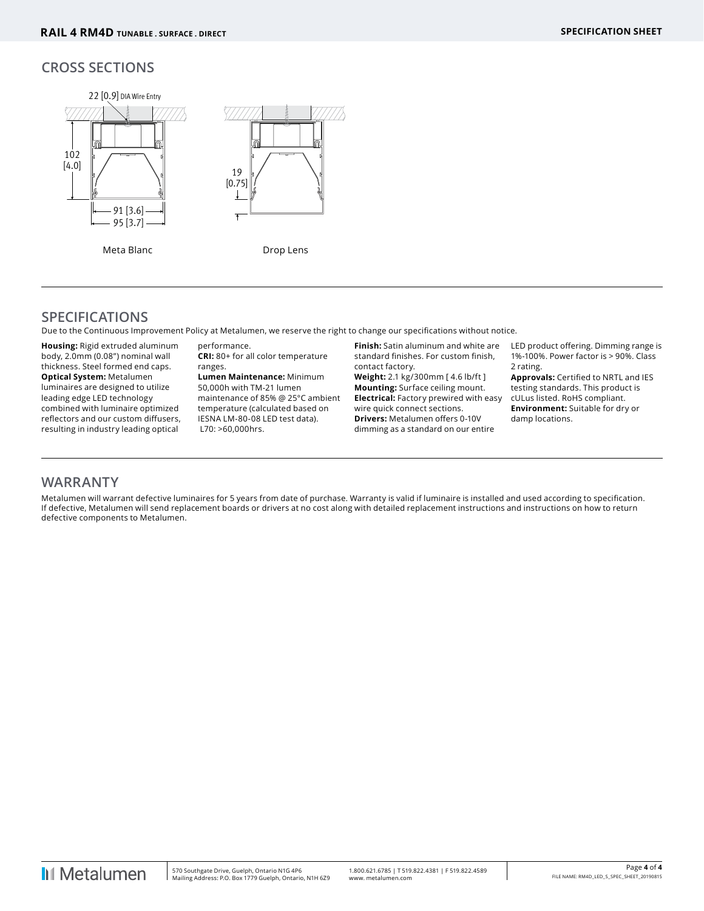## CROSS SECTIONS

22 [0.9] DIA Wire Entry

102
[4.0]

91 [3.6]
95 [3.7]

Meta Blanc

19
[0.75]

Drop Lens

## SPECIFICATIONS

Due to the Continuous Improvement Policy at Metalumen, we reserve the right to change our specifications without notice.

**Housing:** Rigid extruded aluminum body, 2.0mm (0.08") nominal wall thickness. Steel formed end caps.
**Optical System:** Metalumen luminaires are designed to utilize leading edge LED technology combined with luminaire optimized reflectors and our custom diffusers, resulting in industry leading optical performance.
**CRI:** 80+ for all color temperature ranges.
**Lumen Maintenance:** Minimum 50,000h with TM-21 lumen maintenance of 85% @ 25°C ambient temperature (calculated based on IESNA LM-80-08 LED test data). L70: >60,000hrs.
**Finish:** Satin aluminum and white are standard finishes. For custom finish, contact factory.
**Weight:** 2.1 kg/300mm [ 4.6 lb/ft ]
**Mounting:** Surface ceiling mount.
**Electrical:** Factory prewired with easy wire quick connect sections.
**Drivers:** Metalumen offers 0-10V dimming as a standard on our entire LED product offering. Dimming range is 1%-100%. Power factor is > 90%. Class 2 rating.
**Approvals:** Certified to NRTL and IES testing standards. This product is cULus listed. RoHS compliant.
**Environment:** Suitable for dry or damp locations.

## WARRANTY

Metalumen will warrant defective luminaires for 5 years from date of purchase. Warranty is valid if luminaire is installed and used according to specification. If defective, Metalumen will send replacement boards or drivers at no cost along with detailed replacement instructions and instructions on how to return defective components to Metalumen.